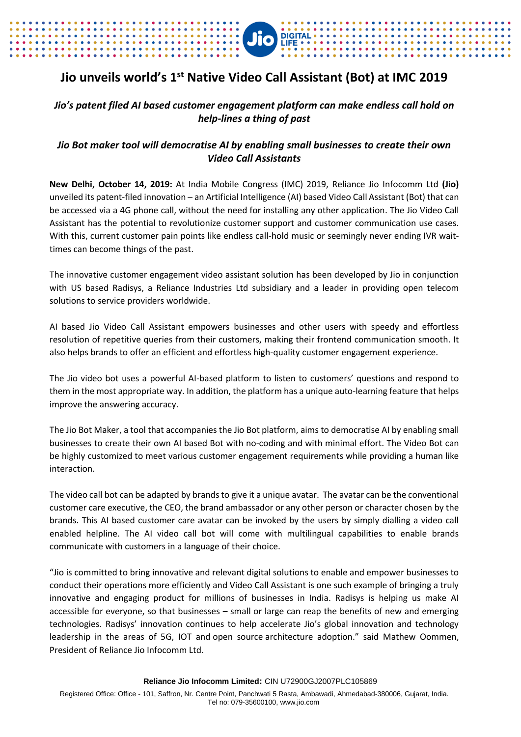# Jio unveils world's 1st Native Video Call Assistant (Bot) at IMC 2019

### *Jio's patent filed AI based customer engagement platform can make endless call hold on help-lines a thing of past*

### *Jio Bot maker tool will democratise AI by enabling small businesses to create their own Video Call Assistants*

**New Delhi, October 14, 2019:** At India Mobile Congress (IMC) 2019, Reliance Jio Infocomm Ltd **(Jio)** unveiled its patent-filed innovation – an Artificial Intelligence (AI) based Video Call Assistant (Bot) that can be accessed via a 4G phone call, without the need for installing any other application. The Jio Video Call Assistant has the potential to revolutionize customer support and customer communication use cases. With this, current customer pain points like endless call-hold music or seemingly never ending IVR wait-times can become things of the past.

The innovative customer engagement video assistant solution has been developed by Jio in conjunction with US based Radisys, a Reliance Industries Ltd subsidiary and a leader in providing open telecom solutions to service providers worldwide.

AI based Jio Video Call Assistant empowers businesses and other users with speedy and effortless resolution of repetitive queries from their customers, making their frontend communication smooth. It also helps brands to offer an efficient and effortless high-quality customer engagement experience.

The Jio video bot uses a powerful AI-based platform to listen to customers' questions and respond to them in the most appropriate way. In addition, the platform has a unique auto-learning feature that helps improve the answering accuracy.

The Jio Bot Maker, a tool that accompanies the Jio Bot platform, aims to democratise AI by enabling small businesses to create their own AI based Bot with no-coding and with minimal effort. The Video Bot can be highly customized to meet various customer engagement requirements while providing a human like interaction.

The video call bot can be adapted by brands to give it a unique avatar. The avatar can be the conventional customer care executive, the CEO, the brand ambassador or any other person or character chosen by the brands. This AI based customer care avatar can be invoked by the users by simply dialling a video call enabled helpline. The AI video call bot will come with multilingual capabilities to enable brands communicate with customers in a language of their choice.

"Jio is committed to bring innovative and relevant digital solutions to enable and empower businesses to conduct their operations more efficiently and Video Call Assistant is one such example of bringing a truly innovative and engaging product for millions of businesses in India. Radisys is helping us make AI accessible for everyone, so that businesses – small or large can reap the benefits of new and emerging technologies. Radisys' innovation continues to help accelerate Jio's global innovation and technology leadership in the areas of 5G, IOT and open source architecture adoption." said Mathew Oommen, President of Reliance Jio Infocomm Ltd.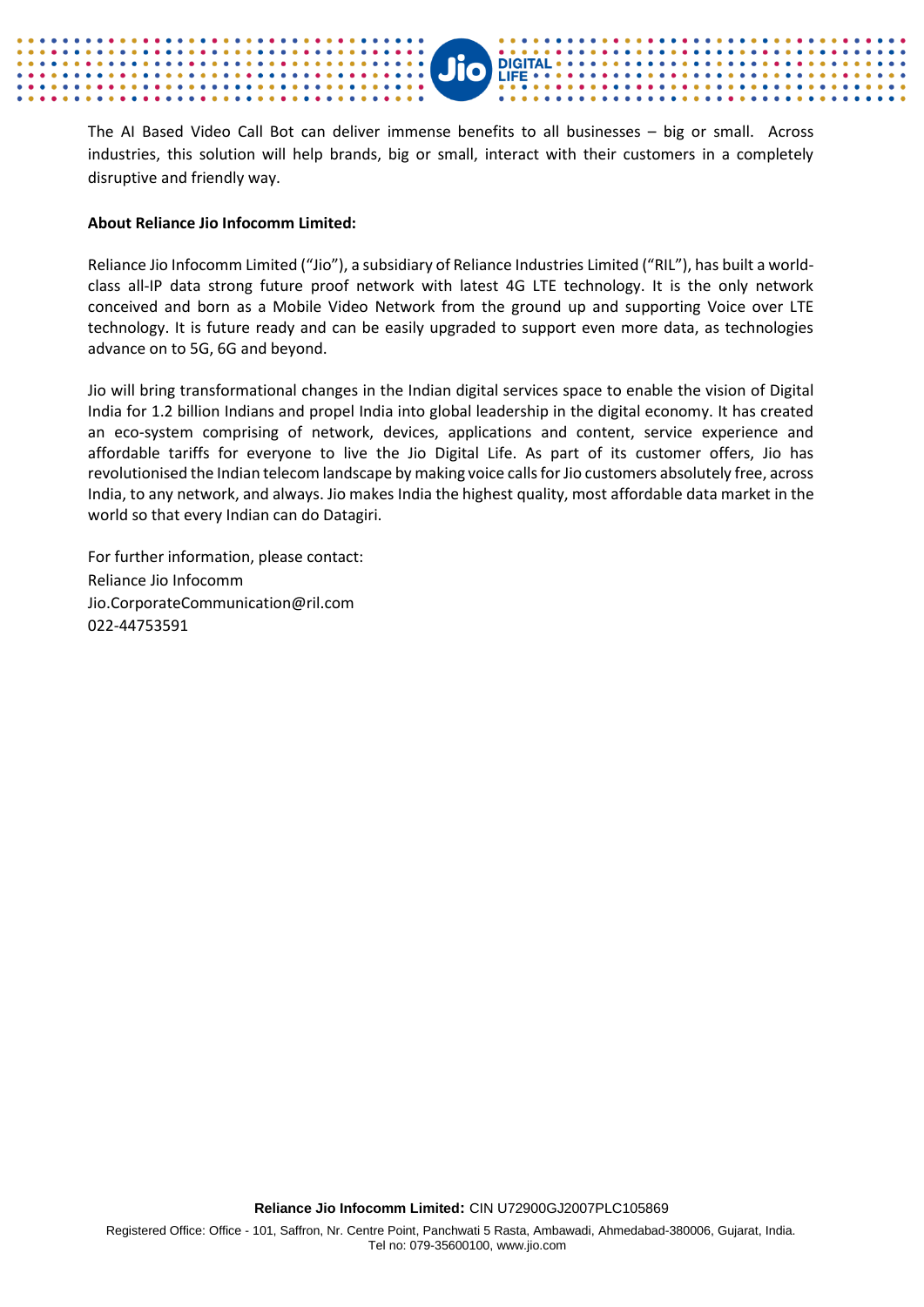The AI Based Video Call Bot can deliver immense benefits to all businesses – big or small. Across industries, this solution will help brands, big or small, interact with their customers in a completely disruptive and friendly way.

**About Reliance Jio Infocomm Limited:**

Reliance Jio Infocomm Limited ("Jio"), a subsidiary of Reliance Industries Limited ("RIL"), has built a world-class all-IP data strong future proof network with latest 4G LTE technology. It is the only network conceived and born as a Mobile Video Network from the ground up and supporting Voice over LTE technology. It is future ready and can be easily upgraded to support even more data, as technologies advance on to 5G, 6G and beyond.

Jio will bring transformational changes in the Indian digital services space to enable the vision of Digital India for 1.2 billion Indians and propel India into global leadership in the digital economy. It has created an eco-system comprising of network, devices, applications and content, service experience and affordable tariffs for everyone to live the Jio Digital Life. As part of its customer offers, Jio has revolutionised the Indian telecom landscape by making voice calls for Jio customers absolutely free, across India, to any network, and always. Jio makes India the highest quality, most affordable data market in the world so that every Indian can do Datagiri.

For further information, please contact:
Reliance Jio Infocomm
Jio.CorporateCommunication@ril.com
022-44753591

**Reliance Jio Infocomm Limited:** CIN U72900GJ2007PLC105869

Registered Office: Office - 101, Saffron, Nr. Centre Point, Panchwati 5 Rasta, Ambawadi, Ahmedabad-380006, Gujarat, India.
Tel no: 079-35600100, www.jio.com